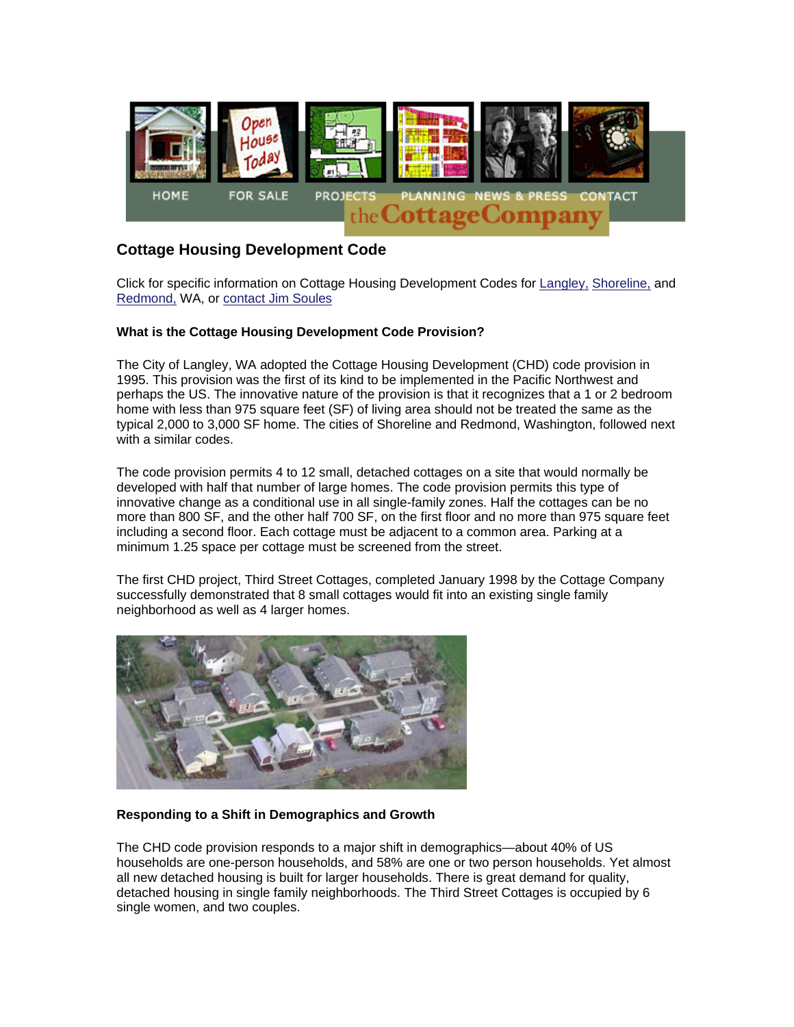HOME FOR SALE PROJECTS PLANNING NEWS & PRESS CONTACT

the Cottage Company

## Cottage Housing Development Code

Click for specific information on Cottage Housing Development Codes for Langley, Shoreline, and Redmond, WA, or contact Jim Soules

**What is the Cottage Housing Development Code Provision?**

The City of Langley, WA adopted the Cottage Housing Development (CHD) code provision in 1995. This provision was the first of its kind to be implemented in the Pacific Northwest and perhaps the US. The innovative nature of the provision is that it recognizes that a 1 or 2 bedroom home with less than 975 square feet (SF) of living area should not be treated the same as the typical 2,000 to 3,000 SF home. The cities of Shoreline and Redmond, Washington, followed next with a similar codes.

The code provision permits 4 to 12 small, detached cottages on a site that would normally be developed with half that number of large homes. The code provision permits this type of innovative change as a conditional use in all single-family zones. Half the cottages can be no more than 800 SF, and the other half 700 SF, on the first floor and no more than 975 square feet including a second floor. Each cottage must be adjacent to a common area. Parking at a minimum 1.25 space per cottage must be screened from the street.

The first CHD project, Third Street Cottages, completed January 1998 by the Cottage Company successfully demonstrated that 8 small cottages would fit into an existing single family neighborhood as well as 4 larger homes.

**Responding to a Shift in Demographics and Growth**

The CHD code provision responds to a major shift in demographics—about 40% of US households are one-person households, and 58% are one or two person households. Yet almost all new detached housing is built for larger households. There is great demand for quality, detached housing in single family neighborhoods. The Third Street Cottages is occupied by 6 single women, and two couples.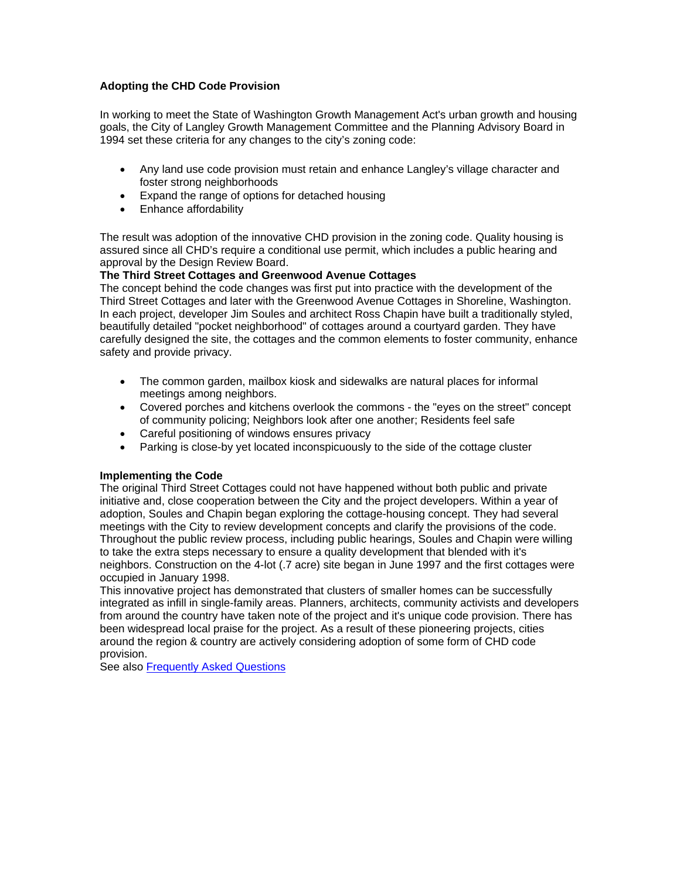**Adopting the CHD Code Provision**

In working to meet the State of Washington Growth Management Act's urban growth and housing goals, the City of Langley Growth Management Committee and the Planning Advisory Board in 1994 set these criteria for any changes to the city's zoning code:

- Any land use code provision must retain and enhance Langley's village character and foster strong neighborhoods
- Expand the range of options for detached housing
- Enhance affordability

The result was adoption of the innovative CHD provision in the zoning code. Quality housing is assured since all CHD's require a conditional use permit, which includes a public hearing and approval by the Design Review Board.

**The Third Street Cottages and Greenwood Avenue Cottages**

The concept behind the code changes was first put into practice with the development of the Third Street Cottages and later with the Greenwood Avenue Cottages in Shoreline, Washington. In each project, developer Jim Soules and architect Ross Chapin have built a traditionally styled, beautifully detailed "pocket neighborhood" of cottages around a courtyard garden. They have carefully designed the site, the cottages and the common elements to foster community, enhance safety and provide privacy.

- The common garden, mailbox kiosk and sidewalks are natural places for informal meetings among neighbors.
- Covered porches and kitchens overlook the commons - the "eyes on the street" concept of community policing; Neighbors look after one another; Residents feel safe
- Careful positioning of windows ensures privacy
- Parking is close-by yet located inconspicuously to the side of the cottage cluster

**Implementing the Code**

The original Third Street Cottages could not have happened without both public and private initiative and, close cooperation between the City and the project developers. Within a year of adoption, Soules and Chapin began exploring the cottage-housing concept. They had several meetings with the City to review development concepts and clarify the provisions of the code. Throughout the public review process, including public hearings, Soules and Chapin were willing to take the extra steps necessary to ensure a quality development that blended with it's neighbors. Construction on the 4-lot (.7 acre) site began in June 1997 and the first cottages were occupied in January 1998.

This innovative project has demonstrated that clusters of smaller homes can be successfully integrated as infill in single-family areas. Planners, architects, community activists and developers from around the country have taken note of the project and it's unique code provision. There has been widespread local praise for the project. As a result of these pioneering projects, cities around the region & country are actively considering adoption of some form of CHD code provision.

See also Frequently Asked Questions